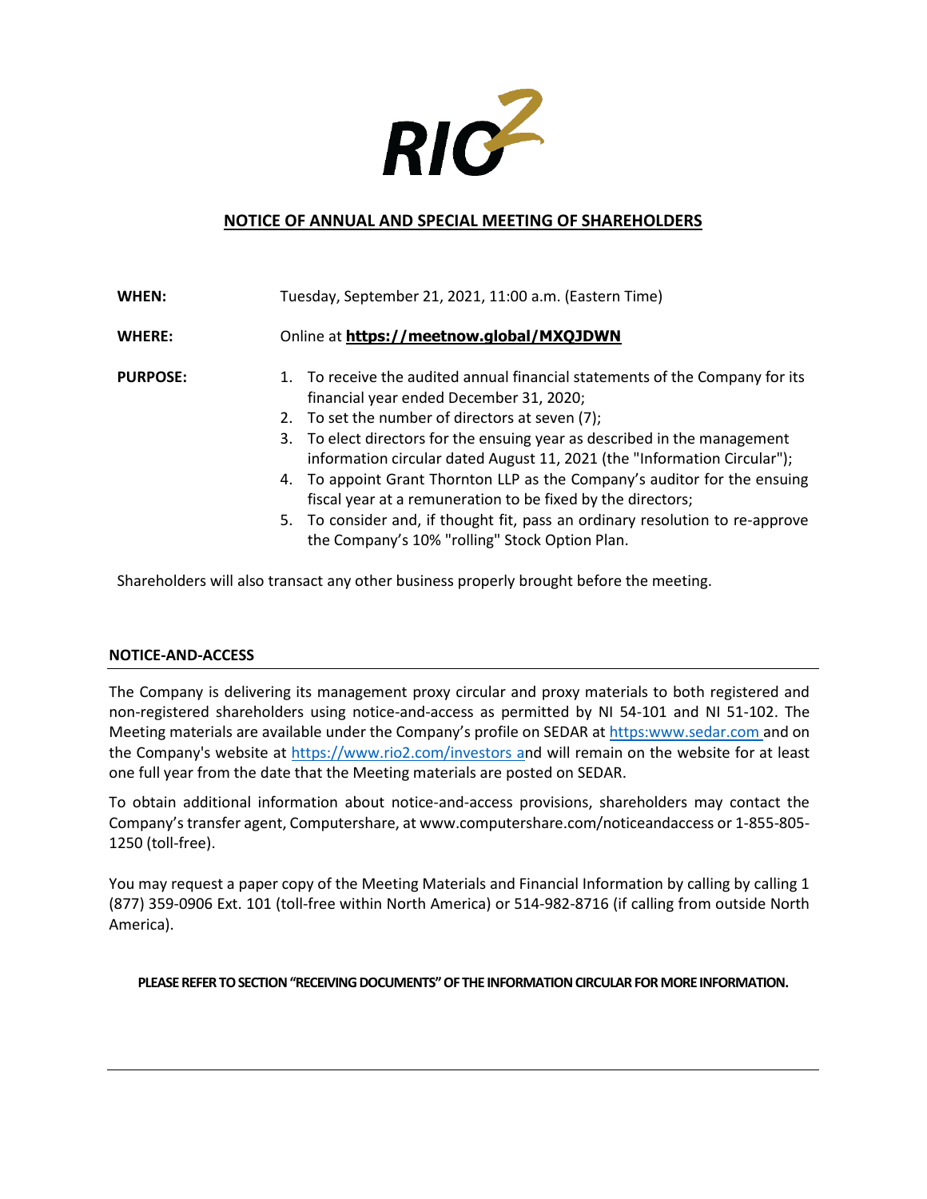RIO2

# NOTICE OF ANNUAL AND SPECIAL MEETING OF SHAREHOLDERS

**WHEN:** Tuesday, September 21, 2021, 11:00 a.m. (Eastern Time)

**WHERE:** Online at **https://meetnow.global/MXQJDWN**

**PURPOSE:**

1. To receive the audited annual financial statements of the Company for its financial year ended December 31, 2020;
2. To set the number of directors at seven (7);
3. To elect directors for the ensuing year as described in the management information circular dated August 11, 2021 (the "Information Circular");
4. To appoint Grant Thornton LLP as the Company's auditor for the ensuing fiscal year at a remuneration to be fixed by the directors;
5. To consider and, if thought fit, pass an ordinary resolution to re-approve the Company's 10% "rolling" Stock Option Plan.

Shareholders will also transact any other business properly brought before the meeting.

## NOTICE-AND-ACCESS

The Company is delivering its management proxy circular and proxy materials to both registered and non-registered shareholders using notice-and-access as permitted by NI 54-101 and NI 51-102. The Meeting materials are available under the Company's profile on SEDAR at https:www.sedar.com and on the Company's website at https://www.rio2.com/investors and will remain on the website for at least one full year from the date that the Meeting materials are posted on SEDAR.

To obtain additional information about notice-and-access provisions, shareholders may contact the Company's transfer agent, Computershare, at www.computershare.com/noticeandaccess or 1-855-805-1250 (toll-free).

You may request a paper copy of the Meeting Materials and Financial Information by calling by calling 1 (877) 359-0906 Ext. 101 (toll-free within North America) or 514-982-8716 (if calling from outside North America).

**PLEASE REFER TO SECTION "RECEIVING DOCUMENTS" OF THE INFORMATION CIRCULAR FOR MORE INFORMATION.**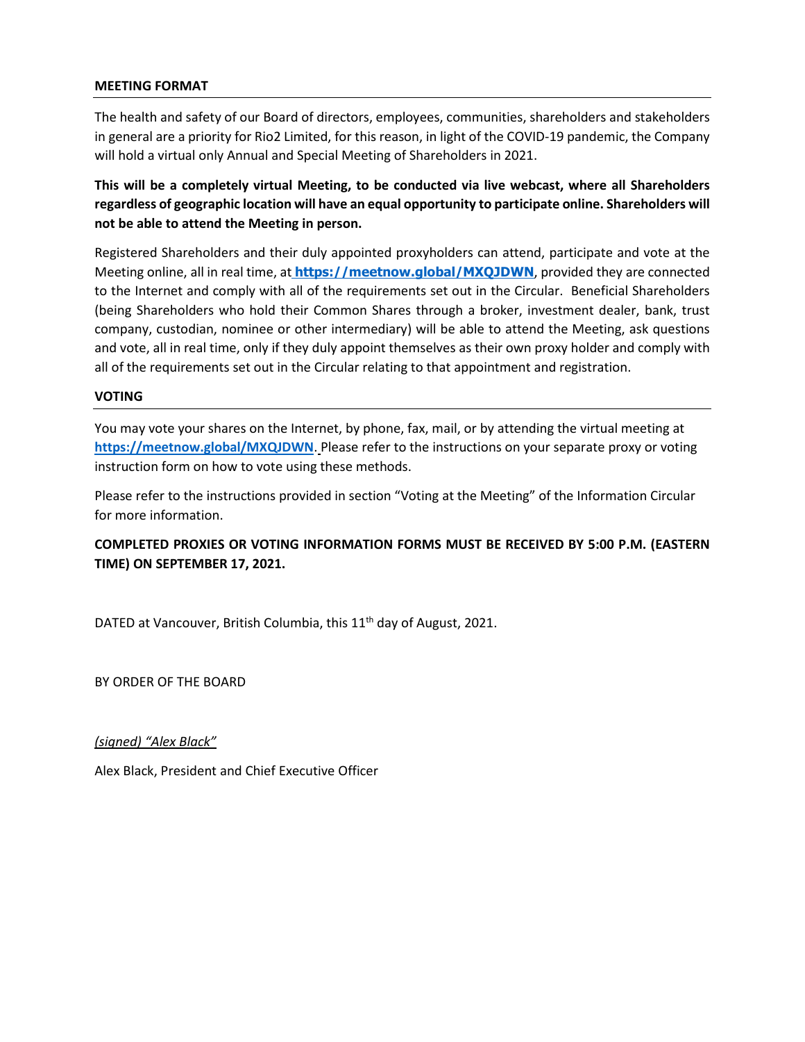## MEETING FORMAT

The health and safety of our Board of directors, employees, communities, shareholders and stakeholders in general are a priority for Rio2 Limited, for this reason, in light of the COVID-19 pandemic, the Company will hold a virtual only Annual and Special Meeting of Shareholders in 2021.

**This will be a completely virtual Meeting, to be conducted via live webcast, where all Shareholders regardless of geographic location will have an equal opportunity to participate online. Shareholders will not be able to attend the Meeting in person.**

Registered Shareholders and their duly appointed proxyholders can attend, participate and vote at the Meeting online, all in real time, at **https://meetnow.global/MXQJDWN**, provided they are connected to the Internet and comply with all of the requirements set out in the Circular. Beneficial Shareholders (being Shareholders who hold their Common Shares through a broker, investment dealer, bank, trust company, custodian, nominee or other intermediary) will be able to attend the Meeting, ask questions and vote, all in real time, only if they duly appoint themselves as their own proxy holder and comply with all of the requirements set out in the Circular relating to that appointment and registration.

## VOTING

You may vote your shares on the Internet, by phone, fax, mail, or by attending the virtual meeting at **https://meetnow.global/MXQJDWN**. Please refer to the instructions on your separate proxy or voting instruction form on how to vote using these methods.

Please refer to the instructions provided in section "Voting at the Meeting" of the Information Circular for more information.

**COMPLETED PROXIES OR VOTING INFORMATION FORMS MUST BE RECEIVED BY 5:00 P.M. (EASTERN TIME) ON SEPTEMBER 17, 2021.**

DATED at Vancouver, British Columbia, this 11th day of August, 2021.

BY ORDER OF THE BOARD

*(signed) "Alex Black"*

Alex Black, President and Chief Executive Officer